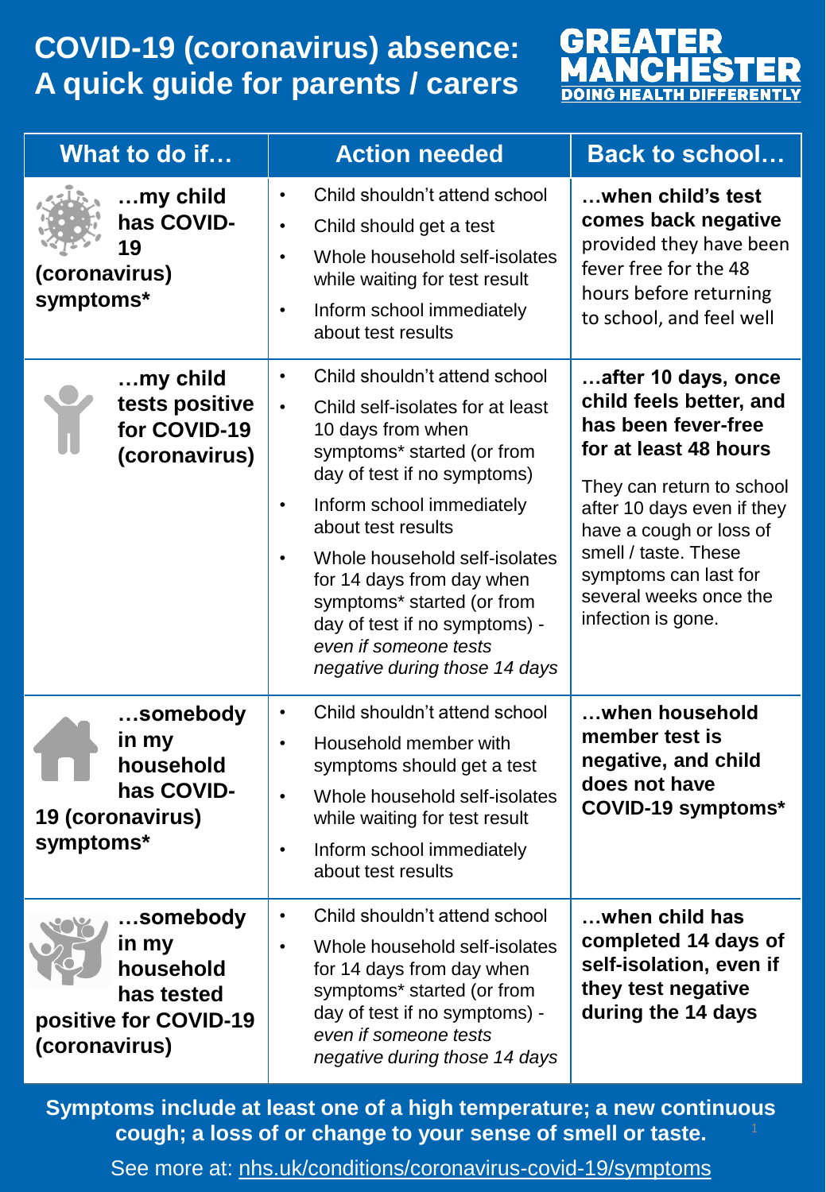# COVID-19 (coronavirus) absence: A quick guide for parents / carers

**GREATER MANCHESTER**
**DOING HEALTH DIFFERENTLY**

| What to do if… | Action needed | Back to school… |
|---|---|---|
| **…my child has COVID-19 (coronavirus) symptoms*** | • Child shouldn't attend school<br>• Child should get a test<br>• Whole household self-isolates while waiting for test result<br>• Inform school immediately about test results | **…when child's test comes back negative** provided they have been fever free for the 48 hours before returning to school, and feel well |
| **…my child tests positive for COVID-19 (coronavirus)** | • Child shouldn't attend school<br>• Child self-isolates for at least 10 days from when symptoms* started (or from day of test if no symptoms)<br>• Inform school immediately about test results<br>• Whole household self-isolates for 14 days from day when symptoms* started (or from day of test if no symptoms) - *even if someone tests negative during those 14 days* | **…after 10 days, once child feels better, and has been fever-free for at least 48 hours**<br><br>They can return to school after 10 days even if they have a cough or loss of smell / taste. These symptoms can last for several weeks once the infection is gone. |
| **…somebody in my household has COVID-19 (coronavirus) symptoms*** | • Child shouldn't attend school<br>• Household member with symptoms should get a test<br>• Whole household self-isolates while waiting for test result<br>• Inform school immediately about test results | **…when household member test is negative, and child does not have COVID-19 symptoms*** |
| **…somebody in my household has tested positive for COVID-19 (coronavirus)** | • Child shouldn't attend school<br>• Whole household self-isolates for 14 days from day when symptoms* started (or from day of test if no symptoms) - *even if someone tests negative during those 14 days* | **…when child has completed 14 days of self-isolation, even if they test negative during the 14 days** |

**Symptoms include at least one of a high temperature; a new continuous cough; a loss of or change to your sense of smell or taste.**

See more at: nhs.uk/conditions/coronavirus-covid-19/symptoms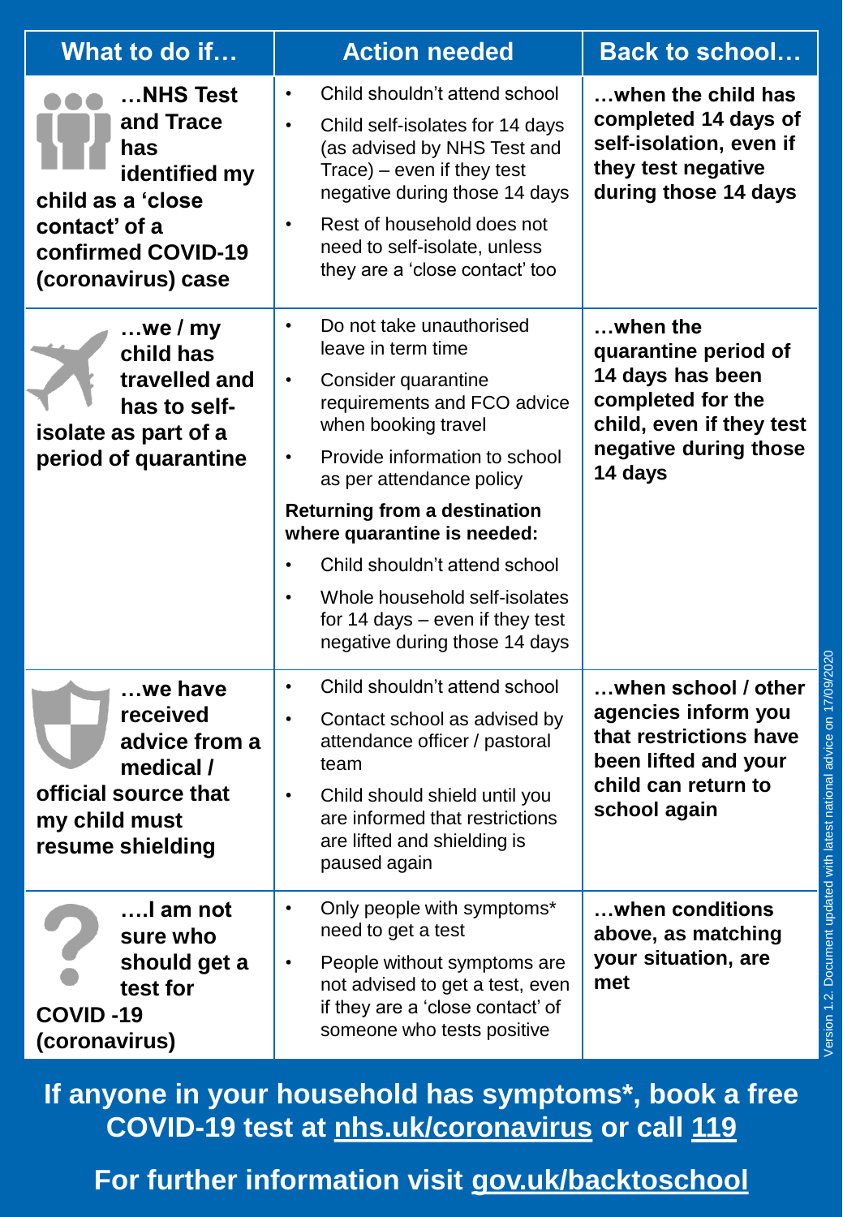| What to do if… | Action needed | Back to school… |
|---|---|---|
| …NHS Test and Trace has identified my child as a 'close contact' of a confirmed COVID-19 (coronavirus) case | • Child shouldn't attend school<br>• Child self-isolates for 14 days (as advised by NHS Test and Trace) – even if they test negative during those 14 days<br>• Rest of household does not need to self-isolate, unless they are a 'close contact' too | …when the child has completed 14 days of self-isolation, even if they test negative during those 14 days |
| …we / my child has travelled and has to self-isolate as part of a period of quarantine | • Do not take unauthorised leave in term time<br>• Consider quarantine requirements and FCO advice when booking travel<br>• Provide information to school as per attendance policy<br>**Returning from a destination where quarantine is needed:**<br>• Child shouldn't attend school<br>• Whole household self-isolates for 14 days – even if they test negative during those 14 days | …when the quarantine period of 14 days has been completed for the child, even if they test negative during those 14 days |
| …we have received advice from a medical / official source that my child must resume shielding | • Child shouldn't attend school<br>• Contact school as advised by attendance officer / pastoral team<br>• Child should shield until you are informed that restrictions are lifted and shielding is paused again | …when school / other agencies inform you that restrictions have been lifted and your child can return to school again |
| ….I am not sure who should get a test for COVID -19 (coronavirus) | • Only people with symptoms* need to get a test<br>• People without symptoms are not advised to get a test, even if they are a 'close contact' of someone who tests positive | …when conditions above, as matching your situation, are met |

Version 1.2. Document updated with latest national advice on 17/09/2020

**If anyone in your household has symptoms*, book a free COVID-19 test at nhs.uk/coronavirus or call 119**

**For further information visit gov.uk/backtoschool**